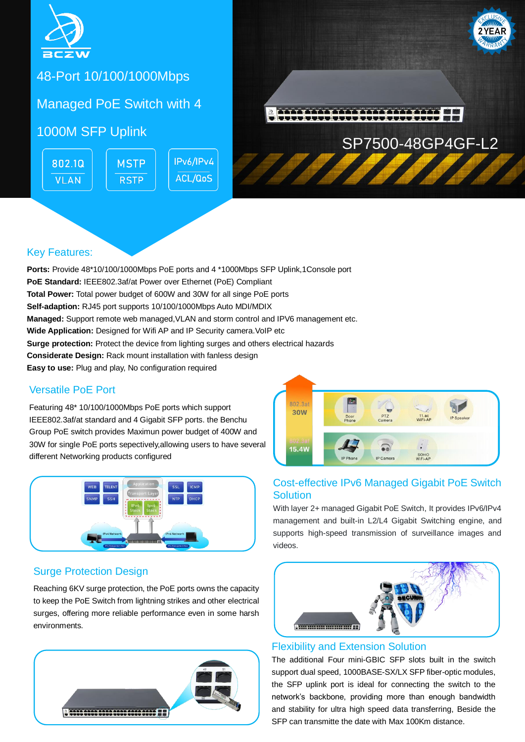BCZW

# 48-Port 10/100/1000Mbps Managed PoE Switch with 4 1000M SFP Uplink

802.1Q VLAN | MSTP RSTP | IPv6/IPv4 ACL/QoS

SP7500-48GP4GF-L2

EXCLUSIVE 2 YEAR WARRANTY

## Key Features:

**Ports:** Provide 48*10/100/1000Mbps PoE ports and 4 *1000Mbps SFP Uplink,1Console port
**PoE Standard:** IEEE802.3af/at Power over Ethernet (PoE) Compliant
**Total Power:** Total power budget of 600W and 30W for all singe PoE ports
**Self-adaption:** RJ45 port supports 10/100/1000Mbps Auto MDI/MDIX
**Managed:** Support remote web managed,VLAN and storm control and IPV6 management etc.
**Wide Application:** Designed for Wifi AP and IP Security camera.VoIP etc
**Surge protection:** Protect the device from lighting surges and others electrical hazards
**Considerate Design:** Rack mount installation with fanless design
**Easy to use:** Plug and play, No configuration required

## Versatile PoE Port

Featuring 48* 10/100/1000Mbps PoE ports which support IEEE802.3af/at standard and 4 Gigabit SFP ports. the Benchu Group PoE switch provides Maximun power budget of 400W and 30W for single PoE ports sepectively,allowing users to have several different Networking products configured

802.3at 30W: Door Phone, PTZ Camera, 11.ac WiFi-AP, IP Speaker
802.3af 15.4W: IP Phone, IP Camera, SOHO WiFi-AP

## Cost-effective IPv6 Managed Gigabit PoE Switch Solution

With layer 2+ managed Gigabit PoE Switch, It provides IPv6/IPv4 management and built-in L2/L4 Gigabit Switching engine, and supports high-speed transmission of surveillance images and videos.

## Surge Protection Design

Reaching 6KV surge protection, the PoE ports owns the capacity to keep the PoE Switch from lightning strikes and other electrical surges, offering more reliable performance even in some harsh environments.

## Flexibility and Extension Solution

The additional Four mini-GBIC SFP slots built in the switch support dual speed, 1000BASE-SX/LX SFP fiber-optic modules, the SFP uplink port is ideal for connecting the switch to the network's backbone, providing more than enough bandwidth and stability for ultra high speed data transferring, Beside the SFP can transmitte the date with Max 100Km distance.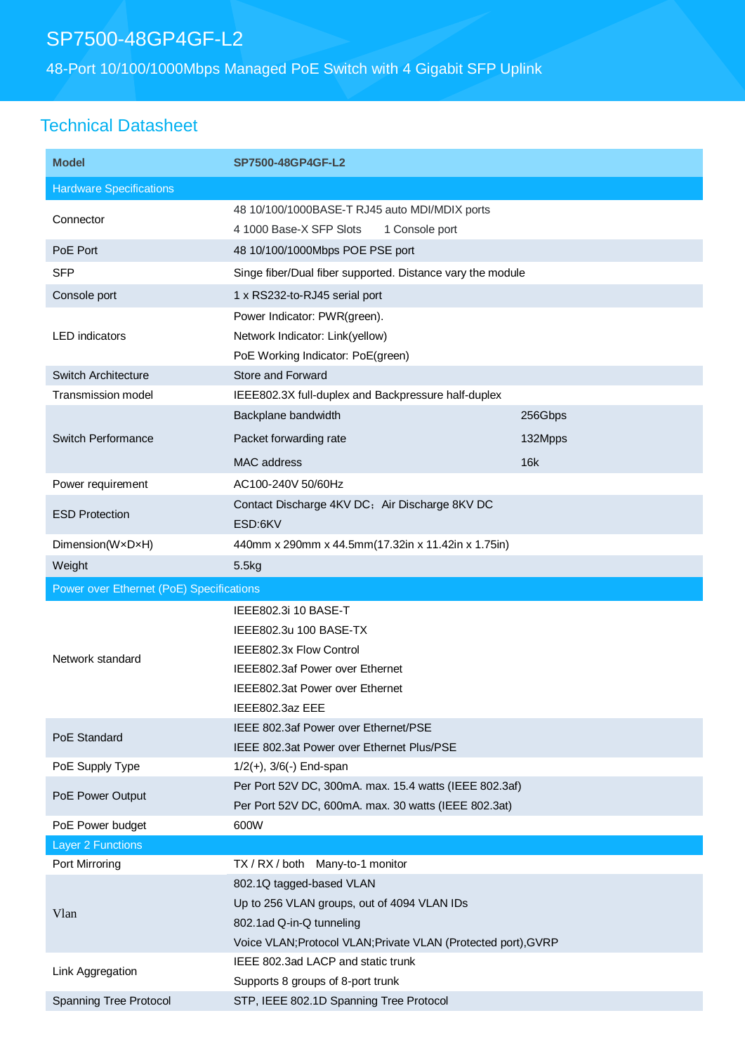# SP7500-48GP4GF-L2

## 48-Port 10/100/1000Mbps Managed PoE Switch with 4 Gigabit SFP Uplink

## Technical Datasheet

| Model | SP7500-48GP4GF-L2 | |
|---|---|---|
| **Hardware Specifications** | | |
| Connector | 48 10/100/1000BASE-T RJ45 auto MDI/MDIX ports<br>4 1000 Base-X SFP Slots 1 Console port | |
| PoE Port | 48 10/100/1000Mbps POE PSE port | |
| SFP | Singe fiber/Dual fiber supported. Distance vary the module | |
| Console port | 1 x RS232-to-RJ45 serial port | |
| LED indicators | Power Indicator: PWR(green).<br>Network Indicator: Link(yellow)<br>PoE Working Indicator: PoE(green) | |
| Switch Architecture | Store and Forward | |
| Transmission model | IEEE802.3X full-duplex and Backpressure half-duplex | |
| Switch Performance | Backplane bandwidth | 256Gbps |
| | Packet forwarding rate | 132Mpps |
| | MAC address | 16k |
| Power requirement | AC100-240V 50/60Hz | |
| ESD Protection | Contact Discharge 4KV DC；Air Discharge 8KV DC<br>ESD:6KV | |
| Dimension(W×D×H) | 440mm x 290mm x 44.5mm(17.32in x 11.42in x 1.75in) | |
| Weight | 5.5kg | |
| **Power over Ethernet (PoE) Specifications** | | |
| Network standard | IEEE802.3i 10 BASE-T<br>IEEE802.3u 100 BASE-TX<br>IEEE802.3x Flow Control<br>IEEE802.3af Power over Ethernet<br>IEEE802.3at Power over Ethernet<br>IEEE802.3az EEE | |
| PoE Standard | IEEE 802.3af Power over Ethernet/PSE<br>IEEE 802.3at Power over Ethernet Plus/PSE | |
| PoE Supply Type | 1/2(+), 3/6(-) End-span | |
| PoE Power Output | Per Port 52V DC, 300mA. max. 15.4 watts (IEEE 802.3af)<br>Per Port 52V DC, 600mA. max. 30 watts (IEEE 802.3at) | |
| PoE Power budget | 600W | |
| **Layer 2 Functions** | | |
| Port Mirroring | TX / RX / both Many-to-1 monitor | |
| Vlan | 802.1Q tagged-based VLAN<br>Up to 256 VLAN groups, out of 4094 VLAN IDs<br>802.1ad Q-in-Q tunneling<br>Voice VLAN;Protocol VLAN;Private VLAN (Protected port),GVRP | |
| Link Aggregation | IEEE 802.3ad LACP and static trunk<br>Supports 8 groups of 8-port trunk | |
| Spanning Tree Protocol | STP, IEEE 802.1D Spanning Tree Protocol | |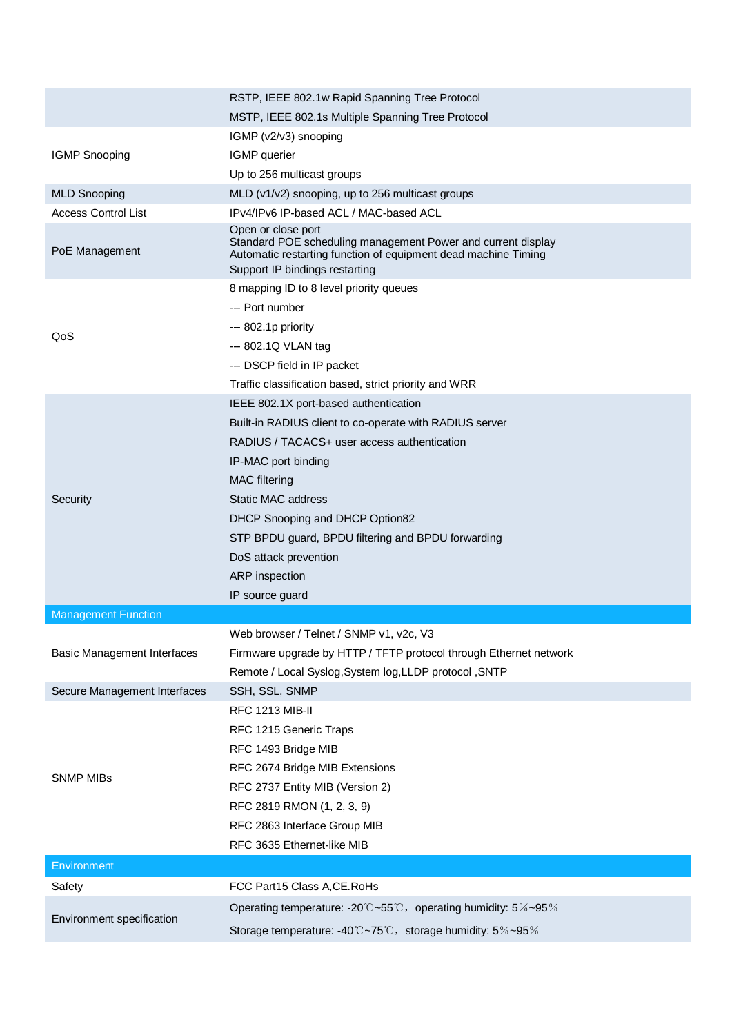| | |
|---|---|
| | RSTP, IEEE 802.1w Rapid Spanning Tree Protocol<br>MSTP, IEEE 802.1s Multiple Spanning Tree Protocol |
| IGMP Snooping | IGMP (v2/v3) snooping<br>IGMP querier<br>Up to 256 multicast groups |
| MLD Snooping | MLD (v1/v2) snooping, up to 256 multicast groups |
| Access Control List | IPv4/IPv6 IP-based ACL / MAC-based ACL |
| PoE Management | Open or close port<br>Standard POE scheduling management Power and current display<br>Automatic restarting function of equipment dead machine Timing<br>Support IP bindings restarting |
| QoS | 8 mapping ID to 8 level priority queues<br>--- Port number<br>--- 802.1p priority<br>--- 802.1Q VLAN tag<br>--- DSCP field in IP packet<br>Traffic classification based, strict priority and WRR |
| Security | IEEE 802.1X port-based authentication<br>Built-in RADIUS client to co-operate with RADIUS server<br>RADIUS / TACACS+ user access authentication<br>IP-MAC port binding<br>MAC filtering<br>Static MAC address<br>DHCP Snooping and DHCP Option82<br>STP BPDU guard, BPDU filtering and BPDU forwarding<br>DoS attack prevention<br>ARP inspection<br>IP source guard |
| **Management Function** | |
| Basic Management Interfaces | Web browser / Telnet / SNMP v1, v2c, V3<br>Firmware upgrade by HTTP / TFTP protocol through Ethernet network<br>Remote / Local Syslog,System log,LLDP protocol ,SNTP |
| Secure Management Interfaces | SSH, SSL, SNMP |
| SNMP MIBs | RFC 1213 MIB-II<br>RFC 1215 Generic Traps<br>RFC 1493 Bridge MIB<br>RFC 2674 Bridge MIB Extensions<br>RFC 2737 Entity MIB (Version 2)<br>RFC 2819 RMON (1, 2, 3, 9)<br>RFC 2863 Interface Group MIB<br>RFC 3635 Ethernet-like MIB |
| **Environment** | |
| Safety | FCC Part15 Class A,CE.RoHs |
| Environment specification | Operating temperature: -20℃~55℃，operating humidity: 5％~95％<br>Storage temperature: -40℃~75℃，storage humidity: 5％~95％ |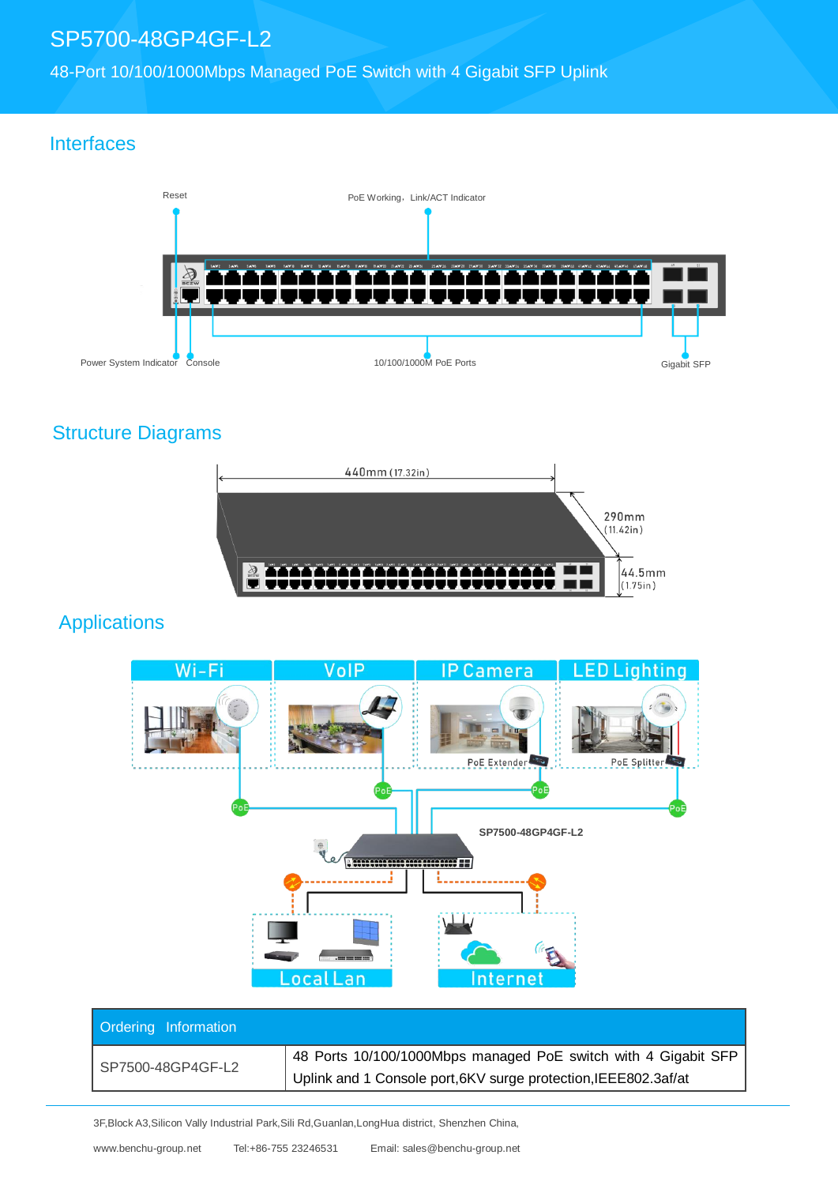# SP5700-48GP4GF-L2

48-Port 10/100/1000Mbps Managed PoE Switch with 4 Gigabit SFP Uplink

## Interfaces

Reset

PoE Working，Link/ACT Indicator

Power System Indicator

Console

10/100/1000M PoE Ports

Gigabit SFP

## Structure Diagrams

440mm (17.32in)

290mm (11.42in)

44.5mm (1.75in)

## Applications

Wi-Fi

VoIP

IP Camera

LED Lighting

PoE Extender

PoE Splitter

PoE

SP7500-48GP4GF-L2

Local Lan

Internet

| Ordering Information | |
|---|---|
| SP7500-48GP4GF-L2 | 48 Ports 10/100/1000Mbps managed PoE switch with 4 Gigabit SFP Uplink and 1 Console port,6KV surge protection,IEEE802.3af/at |

3F,Block A3,Silicon Vally Industrial Park,Sili Rd,Guanlan,LongHua district, Shenzhen China,

www.benchu-group.net Tel:+86-755 23246531 Email: sales@benchu-group.net